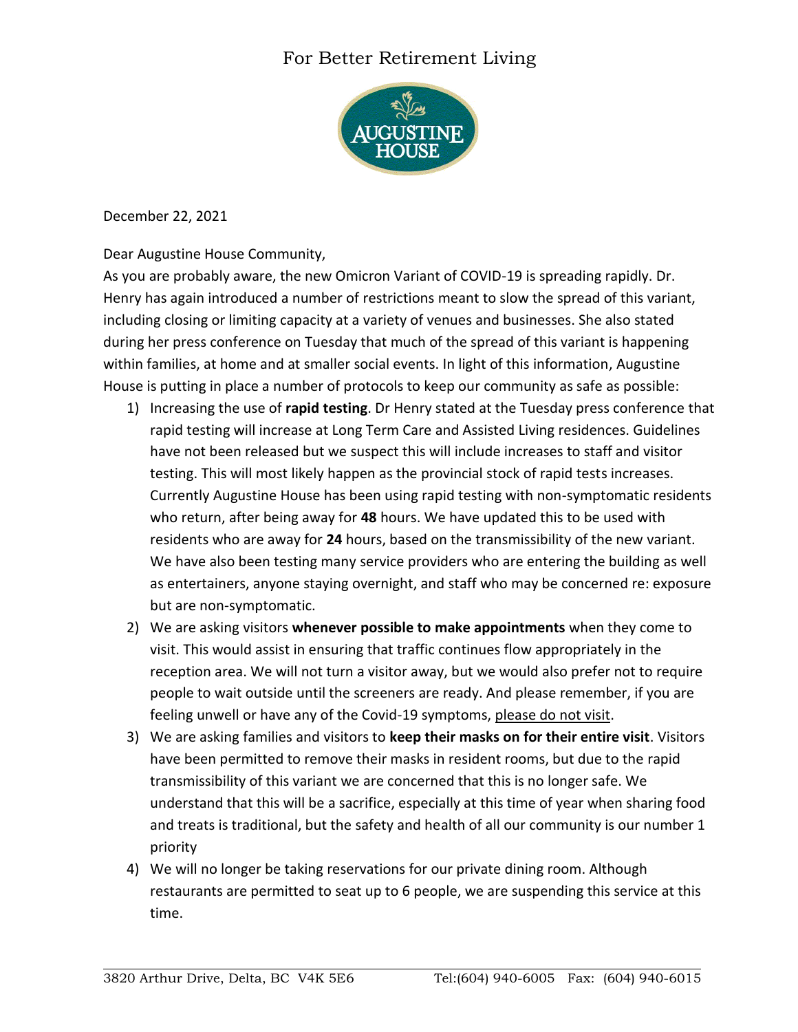For Better Retirement Living

AUGUSTINE HOUSE

December 22, 2021

Dear Augustine House Community,

As you are probably aware, the new Omicron Variant of COVID-19 is spreading rapidly. Dr. Henry has again introduced a number of restrictions meant to slow the spread of this variant, including closing or limiting capacity at a variety of venues and businesses. She also stated during her press conference on Tuesday that much of the spread of this variant is happening within families, at home and at smaller social events. In light of this information, Augustine House is putting in place a number of protocols to keep our community as safe as possible:

1) Increasing the use of **rapid testing**. Dr Henry stated at the Tuesday press conference that rapid testing will increase at Long Term Care and Assisted Living residences. Guidelines have not been released but we suspect this will include increases to staff and visitor testing. This will most likely happen as the provincial stock of rapid tests increases. Currently Augustine House has been using rapid testing with non-symptomatic residents who return, after being away for **48** hours. We have updated this to be used with residents who are away for **24** hours, based on the transmissibility of the new variant. We have also been testing many service providers who are entering the building as well as entertainers, anyone staying overnight, and staff who may be concerned re: exposure but are non-symptomatic.
2) We are asking visitors **whenever possible to make appointments** when they come to visit. This would assist in ensuring that traffic continues flow appropriately in the reception area. We will not turn a visitor away, but we would also prefer not to require people to wait outside until the screeners are ready. And please remember, if you are feeling unwell or have any of the Covid-19 symptoms, <u>please do not visit</u>.
3) We are asking families and visitors to **keep their masks on for their entire visit**. Visitors have been permitted to remove their masks in resident rooms, but due to the rapid transmissibility of this variant we are concerned that this is no longer safe. We understand that this will be a sacrifice, especially at this time of year when sharing food and treats is traditional, but the safety and health of all our community is our number 1 priority
4) We will no longer be taking reservations for our private dining room. Although restaurants are permitted to seat up to 6 people, we are suspending this service at this time.

3820 Arthur Drive, Delta, BC V4K 5E6 Tel:(604) 940-6005 Fax: (604) 940-6015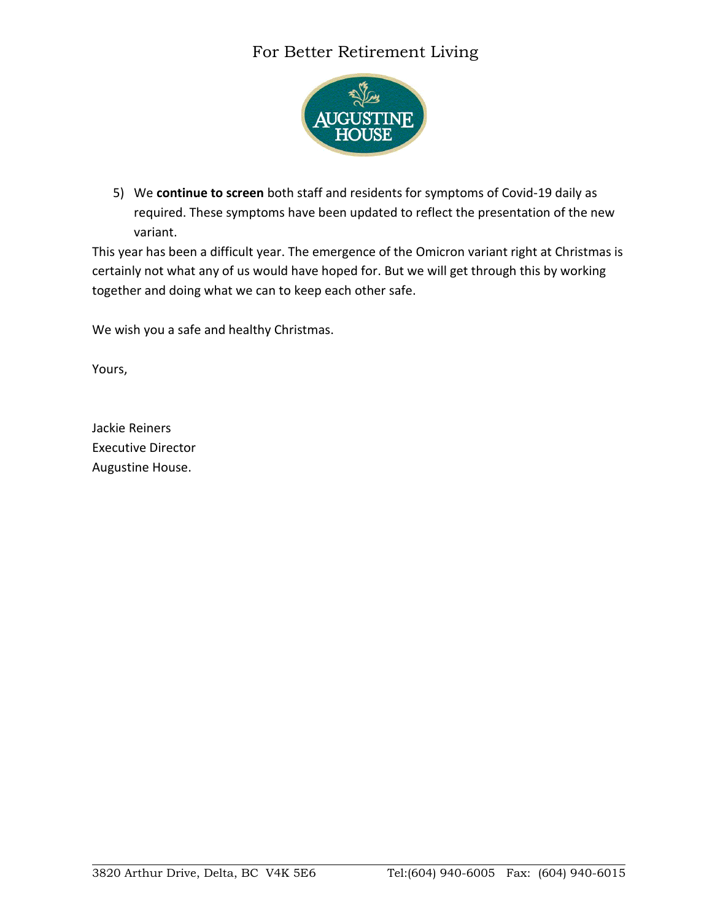For Better Retirement Living

AUGUSTINE HOUSE

5) We **continue to screen** both staff and residents for symptoms of Covid-19 daily as required. These symptoms have been updated to reflect the presentation of the new variant.

This year has been a difficult year. The emergence of the Omicron variant right at Christmas is certainly not what any of us would have hoped for. But we will get through this by working together and doing what we can to keep each other safe.

We wish you a safe and healthy Christmas.

Yours,

Jackie Reiners  
Executive Director  
Augustine House.

3820 Arthur Drive, Delta, BC V4K 5E6 Tel:(604) 940-6005 Fax: (604) 940-6015